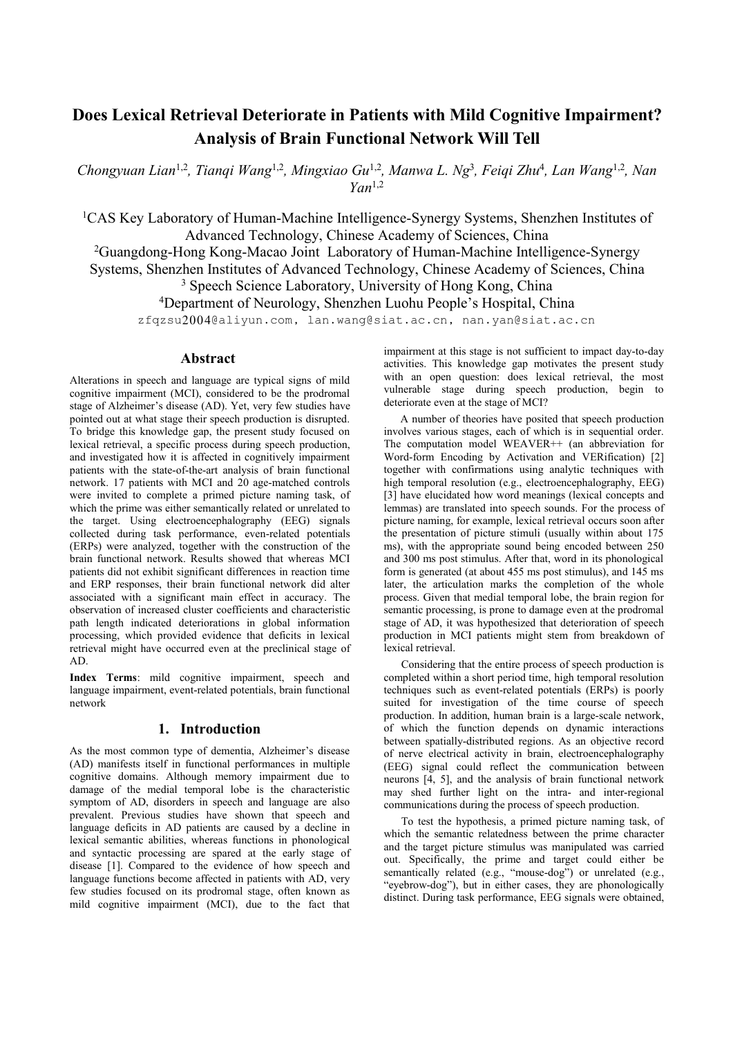# Does Lexical Retrieval Deteriorate in Patients with Mild Cognitive Impairment? Analysis of Brain Functional Network Will Tell

*Chongyuan Lian[1,2], Tianqi Wang[1,2], Mingxiao Gu[1,2], Manwa L. Ng[3], Feiqi Zhu[4], Lan Wang[1,2], Nan Yan[1,2]*

[1]CAS Key Laboratory of Human-Machine Intelligence-Synergy Systems, Shenzhen Institutes of Advanced Technology, Chinese Academy of Sciences, China
[2]Guangdong-Hong Kong-Macao Joint Laboratory of Human-Machine Intelligence-Synergy Systems, Shenzhen Institutes of Advanced Technology, Chinese Academy of Sciences, China
[3] Speech Science Laboratory, University of Hong Kong, China
[4]Department of Neurology, Shenzhen Luohu People's Hospital, China

zfqzsu2004@aliyun.com, lan.wang@siat.ac.cn, nan.yan@siat.ac.cn

## Abstract

Alterations in speech and language are typical signs of mild cognitive impairment (MCI), considered to be the prodromal stage of Alzheimer's disease (AD). Yet, very few studies have pointed out at what stage their speech production is disrupted. To bridge this knowledge gap, the present study focused on lexical retrieval, a specific process during speech production, and investigated how it is affected in cognitively impairment patients with the state-of-the-art analysis of brain functional network. 17 patients with MCI and 20 age-matched controls were invited to complete a primed picture naming task, of which the prime was either semantically related or unrelated to the target. Using electroencephalography (EEG) signals collected during task performance, even-related potentials (ERPs) were analyzed, together with the construction of the brain functional network. Results showed that whereas MCI patients did not exhibit significant differences in reaction time and ERP responses, their brain functional network did alter associated with a significant main effect in accuracy. The observation of increased cluster coefficients and characteristic path length indicated deteriorations in global information processing, which provided evidence that deficits in lexical retrieval might have occurred even at the preclinical stage of AD.

**Index Terms**: mild cognitive impairment, speech and language impairment, event-related potentials, brain functional network

## 1. Introduction

As the most common type of dementia, Alzheimer's disease (AD) manifests itself in functional performances in multiple cognitive domains. Although memory impairment due to damage of the medial temporal lobe is the characteristic symptom of AD, disorders in speech and language are also prevalent. Previous studies have shown that speech and language deficits in AD patients are caused by a decline in lexical semantic abilities, whereas functions in phonological and syntactic processing are spared at the early stage of disease [1]. Compared to the evidence of how speech and language functions become affected in patients with AD, very few studies focused on its prodromal stage, often known as mild cognitive impairment (MCI), due to the fact that impairment at this stage is not sufficient to impact day-to-day activities. This knowledge gap motivates the present study with an open question: does lexical retrieval, the most vulnerable stage during speech production, begin to deteriorate even at the stage of MCI?

A number of theories have posited that speech production involves various stages, each of which is in sequential order. The computation model WEAVER++ (an abbreviation for Word-form Encoding by Activation and VERification) [2] together with confirmations using analytic techniques with high temporal resolution (e.g., electroencephalography, EEG) [3] have elucidated how word meanings (lexical concepts and lemmas) are translated into speech sounds. For the process of picture naming, for example, lexical retrieval occurs soon after the presentation of picture stimuli (usually within about 175 ms), with the appropriate sound being encoded between 250 and 300 ms post stimulus. After that, word in its phonological form is generated (at about 455 ms post stimulus), and 145 ms later, the articulation marks the completion of the whole process. Given that medial temporal lobe, the brain region for semantic processing, is prone to damage even at the prodromal stage of AD, it was hypothesized that deterioration of speech production in MCI patients might stem from breakdown of lexical retrieval.

Considering that the entire process of speech production is completed within a short period time, high temporal resolution techniques such as event-related potentials (ERPs) is poorly suited for investigation of the time course of speech production. In addition, human brain is a large-scale network, of which the function depends on dynamic interactions between spatially-distributed regions. As an objective record of nerve electrical activity in brain, electroencephalography (EEG) signal could reflect the communication between neurons [4, 5], and the analysis of brain functional network may shed further light on the intra- and inter-regional communications during the process of speech production.

To test the hypothesis, a primed picture naming task, of which the semantic relatedness between the prime character and the target picture stimulus was manipulated was carried out. Specifically, the prime and target could either be semantically related (e.g., "mouse-dog") or unrelated (e.g., "eyebrow-dog"), but in either cases, they are phonologically distinct. During task performance, EEG signals were obtained,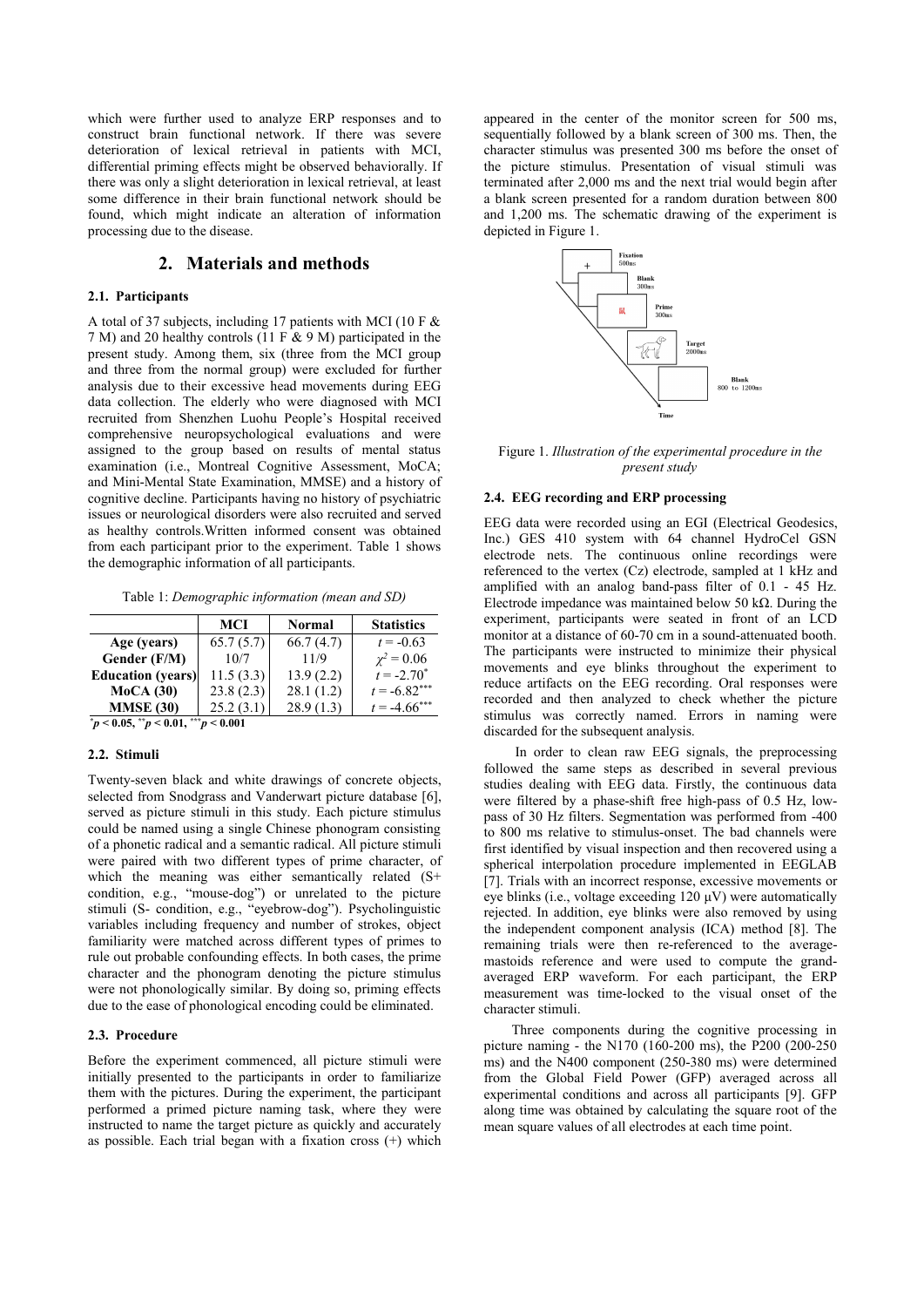which were further used to analyze ERP responses and to construct brain functional network. If there was severe deterioration of lexical retrieval in patients with MCI, differential priming effects might be observed behaviorally. If there was only a slight deterioration in lexical retrieval, at least some difference in their brain functional network should be found, which might indicate an alteration of information processing due to the disease.

## 2. Materials and methods

### 2.1. Participants

A total of 37 subjects, including 17 patients with MCI (10 F & 7 M) and 20 healthy controls (11 F & 9 M) participated in the present study. Among them, six (three from the MCI group and three from the normal group) were excluded for further analysis due to their excessive head movements during EEG data collection. The elderly who were diagnosed with MCI recruited from Shenzhen Luohu People's Hospital received comprehensive neuropsychological evaluations and were assigned to the group based on results of mental status examination (i.e., Montreal Cognitive Assessment, MoCA; and Mini-Mental State Examination, MMSE) and a history of cognitive decline. Participants having no history of psychiatric issues or neurological disorders were also recruited and served as healthy controls.Written informed consent was obtained from each participant prior to the experiment. Table 1 shows the demographic information of all participants.

Table 1: *Demographic information (mean and SD)*

| | MCI | Normal | Statistics |
|---|---|---|---|
| **Age (years)** | 65.7 (5.7) | 66.7 (4.7) | $t = -0.63$ |
| **Gender (F/M)** | 10/7 | 11/9 | $\chi^2 = 0.06$ |
| **Education (years)** | 11.5 (3.3) | 13.9 (2.2) | $t = -2.70^{*}$ |
| **MoCA (30)** | 23.8 (2.3) | 28.1 (1.2) | $t = -6.82^{***}$ |
| **MMSE (30)** | 25.2 (3.1) | 28.9 (1.3) | $t = -4.66^{***}$ |

$^{*}p < 0.05$, $^{**}p < 0.01$, $^{***}p < 0.001$

### 2.2. Stimuli

Twenty-seven black and white drawings of concrete objects, selected from Snodgrass and Vanderwart picture database [6], served as picture stimuli in this study. Each picture stimulus could be named using a single Chinese phonogram consisting of a phonetic radical and a semantic radical. All picture stimuli were paired with two different types of prime character, of which the meaning was either semantically related (S+ condition, e.g., "mouse-dog") or unrelated to the picture stimuli (S- condition, e.g., "eyebrow-dog"). Psycholinguistic variables including frequency and number of strokes, object familiarity were matched across different types of primes to rule out probable confounding effects. In both cases, the prime character and the phonogram denoting the picture stimulus were not phonologically similar. By doing so, priming effects due to the ease of phonological encoding could be eliminated.

### 2.3. Procedure

Before the experiment commenced, all picture stimuli were initially presented to the participants in order to familiarize them with the pictures. During the experiment, the participant performed a primed picture naming task, where they were instructed to name the target picture as quickly and accurately as possible. Each trial began with a fixation cross (+) which appeared in the center of the monitor screen for 500 ms, sequentially followed by a blank screen of 300 ms. Then, the character stimulus was presented 300 ms before the onset of the picture stimulus. Presentation of visual stimuli was terminated after 2,000 ms and the next trial would begin after a blank screen presented for a random duration between 800 and 1,200 ms. The schematic drawing of the experiment is depicted in Figure 1.

Figure 1. *Illustration of the experimental procedure in the present study*

### 2.4. EEG recording and ERP processing

EEG data were recorded using an EGI (Electrical Geodesics, Inc.) GES 410 system with 64 channel HydroCel GSN electrode nets. The continuous online recordings were referenced to the vertex (Cz) electrode, sampled at 1 kHz and amplified with an analog band-pass filter of 0.1 - 45 Hz. Electrode impedance was maintained below 50 kΩ. During the experiment, participants were seated in front of an LCD monitor at a distance of 60-70 cm in a sound-attenuated booth. The participants were instructed to minimize their physical movements and eye blinks throughout the experiment to reduce artifacts on the EEG recording. Oral responses were recorded and then analyzed to check whether the picture stimulus was correctly named. Errors in naming were discarded for the subsequent analysis.

In order to clean raw EEG signals, the preprocessing followed the same steps as described in several previous studies dealing with EEG data. Firstly, the continuous data were filtered by a phase-shift free high-pass of 0.5 Hz, low-pass of 30 Hz filters. Segmentation was performed from -400 to 800 ms relative to stimulus-onset. The bad channels were first identified by visual inspection and then recovered using a spherical interpolation procedure implemented in EEGLAB [7]. Trials with an incorrect response, excessive movements or eye blinks (i.e., voltage exceeding 120 μV) were automatically rejected. In addition, eye blinks were also removed by using the independent component analysis (ICA) method [8]. The remaining trials were then re-referenced to the average-mastoids reference and were used to compute the grand-averaged ERP waveform. For each participant, the ERP measurement was time-locked to the visual onset of the character stimuli.

Three components during the cognitive processing in picture naming - the N170 (160-200 ms), the P200 (200-250 ms) and the N400 component (250-380 ms) were determined from the Global Field Power (GFP) averaged across all experimental conditions and across all participants [9]. GFP along time was obtained by calculating the square root of the mean square values of all electrodes at each time point.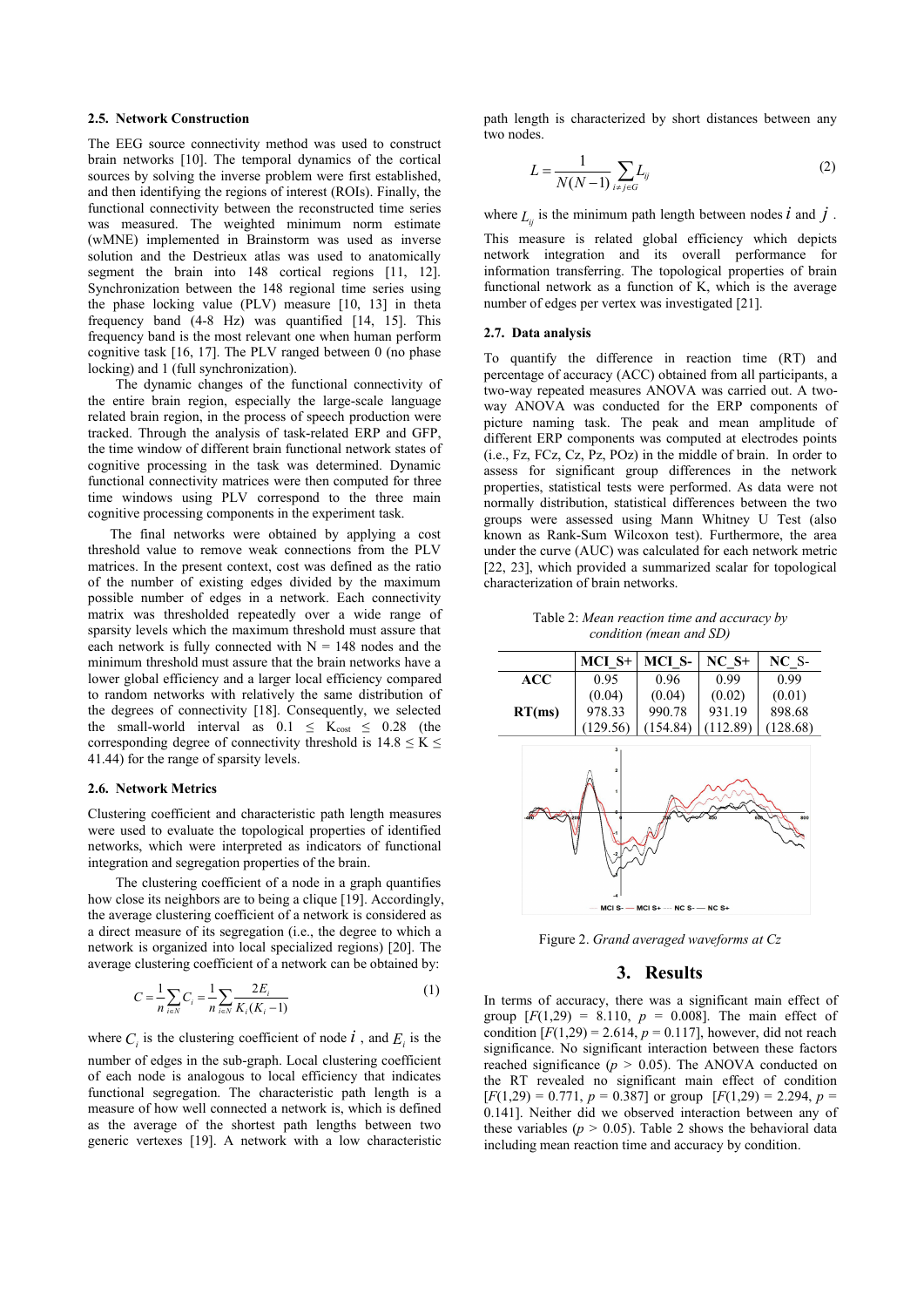### 2.5. Network Construction

The EEG source connectivity method was used to construct brain networks [10]. The temporal dynamics of the cortical sources by solving the inverse problem were first established, and then identifying the regions of interest (ROIs). Finally, the functional connectivity between the reconstructed time series was measured. The weighted minimum norm estimate (wMNE) implemented in Brainstorm was used as inverse solution and the Destrieux atlas was used to anatomically segment the brain into 148 cortical regions [11, 12]. Synchronization between the 148 regional time series using the phase locking value (PLV) measure [10, 13] in theta frequency band (4-8 Hz) was quantified [14, 15]. This frequency band is the most relevant one when human perform cognitive task [16, 17]. The PLV ranged between 0 (no phase locking) and 1 (full synchronization).

The dynamic changes of the functional connectivity of the entire brain region, especially the large-scale language related brain region, in the process of speech production were tracked. Through the analysis of task-related ERP and GFP, the time window of different brain functional network states of cognitive processing in the task was determined. Dynamic functional connectivity matrices were then computed for three time windows using PLV correspond to the three main cognitive processing components in the experimental task.

The final networks were obtained by applying a cost threshold value to remove weak connections from the PLV matrices. In the present context, cost was defined as the ratio of the number of existing edges divided by the maximum possible number of edges in a network. Each connectivity matrix was thresholded repeatedly over a wide range of sparsity levels which the maximum threshold must assure that each network is fully connected with N = 148 nodes and the minimum threshold must assure that the brain networks have a lower global efficiency and a larger local efficiency compared to random networks with relatively the same distribution of the degrees of connectivity [18]. Consequently, we selected the small-world interval as $0.1 \leq K_{cost} \leq 0.28$ (the corresponding degree of connectivity threshold is $14.8 \leq K \leq 41.44$) for the range of sparsity levels.

### 2.6. Network Metrics

Clustering coefficient and characteristic path length measures were used to evaluate the topological properties of identified networks, which were interpreted as indicators of functional integration and segregation properties of the brain.

The clustering coefficient of a node in a graph quantifies how close its neighbors are to being a clique [19]. Accordingly, the average clustering coefficient of a network is considered as a direct measure of its segregation (i.e., the degree to which a network is organized into local specialized regions) [20]. The average clustering coefficient of a network can be obtained by:

$$C = \frac{1}{n}\sum_{i \in N} C_i = \frac{1}{n}\sum_{i \in N} \frac{2E_i}{K_i(K_i - 1)} \tag{1}$$

where $C_i$ is the clustering coefficient of node $i$, and $E_i$ is the number of edges in the sub-graph. Local clustering coefficient of each node is analogous to local efficiency that indicates functional segregation. The characteristic path length is a measure of how well connected a network is, which is defined as the average of the shortest path lengths between two generic vertexes [19]. A network with a low characteristic path length is characterized by short distances between any two nodes.

$$L = \frac{1}{N(N-1)}\sum_{i \neq j \in G} L_{ij} \tag{2}$$

where $L_{ij}$ is the minimum path length between nodes $i$ and $j$.

This measure is related global efficiency which depicts network integration and its overall performance for information transferring. The topological properties of brain functional network as a function of K, which is the average number of edges per vertex was investigated [21].

### 2.7. Data analysis

To quantify the difference in reaction time (RT) and percentage of accuracy (ACC) obtained from all participants, a two-way repeated measures ANOVA was carried out. A two-way ANOVA was conducted for the ERP components of picture naming task. The peak and mean amplitude of different ERP components was computed at electrodes points (i.e., Fz, FCz, Cz, Pz, POz) in the middle of brain. In order to assess for significant group differences in the network properties, statistical tests were performed. As data were not normally distribution, statistical differences between the two groups were assessed using Mann Whitney U Test (also known as Rank-Sum Wilcoxon test). Furthermore, the area under the curve (AUC) was calculated for each network metric [22, 23], which provided a summarized scalar for topological characterization of brain networks.

Table 2: *Mean reaction time and accuracy by condition (mean and SD)*

| | MCI_S+ | MCI_S- | NC_S+ | NC_S- |
|---|---|---|---|---|
| **ACC** | 0.95 | 0.96 | 0.99 | 0.99 |
| | (0.04) | (0.04) | (0.02) | (0.01) |
| **RT(ms)** | 978.33 | 990.78 | 931.19 | 898.68 |
| | (129.56) | (154.84) | (112.89) | (128.68) |

Figure 2. *Grand averaged waveforms at Cz*

## 3. Results

In terms of accuracy, there was a significant main effect of group [$F(1,29) = 8.110$, $p = 0.008$]. The main effect of condition [$F(1,29) = 2.614$, $p = 0.117$], however, did not reach significance. No significant interaction between these factors reached significance ($p > 0.05$). The ANOVA conducted on the RT revealed no significant main effect of condition [$F(1,29) = 0.771$, $p = 0.387$] or group [$F(1,29) = 2.294$, $p = 0.141$]. Neither did we observed interaction between any of these variables ($p > 0.05$). Table 2 shows the behavioral data including mean reaction time and accuracy by condition.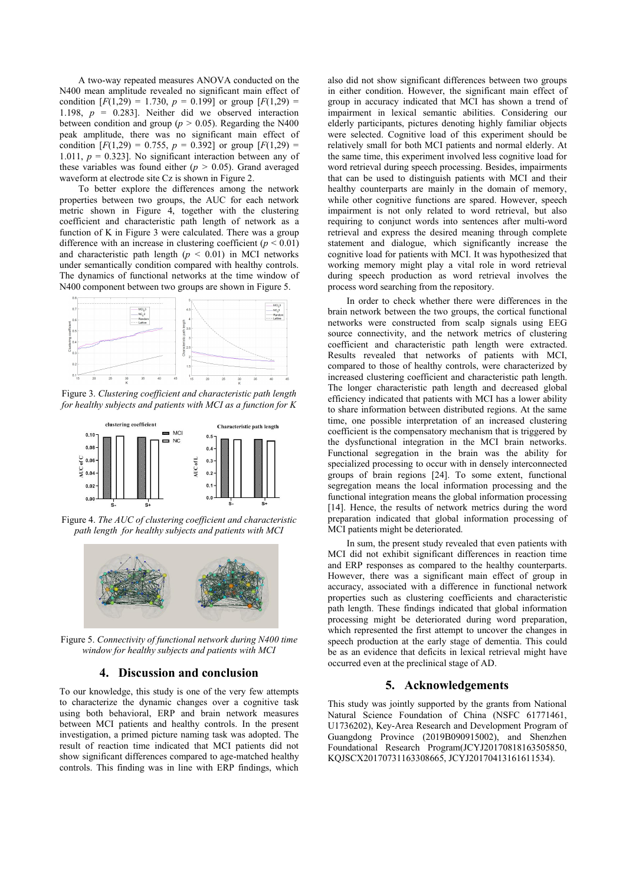A two-way repeated measures ANOVA conducted on the N400 mean amplitude revealed no significant main effect of condition [$F(1,29) = 1.730$, $p = 0.199$] or group [$F(1,29) = 1.198$, $p = 0.283$]. Neither did we observed interaction between condition and group ($p > 0.05$). Regarding the N400 peak amplitude, there was no significant main effect of condition [$F(1,29) = 0.755$, $p = 0.392$] or group [$F(1,29) = 1.011$, $p = 0.323$]. No significant interaction between any of these variables was found either ($p > 0.05$). Grand averaged waveform at electrode site Cz is shown in Figure 2.

To better explore the differences among the network properties between two groups, the AUC for each network metric shown in Figure 4, together with the clustering coefficient and characteristic path length of network as a function of K in Figure 3 were calculated. There was a group difference with an increase in clustering coefficient ($p < 0.01$) and characteristic path length ($p < 0.01$) in MCI networks under semantically condition compared with healthy controls. The dynamics of functional networks at the time window of N400 component between two groups are shown in Figure 5.

Figure 3. *Clustering coefficient and characteristic path length for healthy subjects and patients with MCI as a function for K*

Figure 4. *The AUC of clustering coefficient and characteristic path length for healthy subjects and patients with MCI*

Figure 5. *Connectivity of functional network during N400 time window for healthy subjects and patients with MCI*

## 4. Discussion and conclusion

To our knowledge, this study is one of the very few attempts to characterize the dynamic changes over a cognitive task using both behavioral, ERP and brain network measures between MCI patients and healthy controls. In the present investigation, a primed picture naming task was adopted. The result of reaction time indicated that MCI patients did not show significant differences compared to age-matched healthy controls. This finding was in line with ERP findings, which also did not show significant differences between two groups in either condition. However, the significant main effect of group in accuracy indicated that MCI has shown a trend of impairment in lexical semantic abilities. Considering our elderly participants, pictures denoting highly familiar objects were selected. Cognitive load of this experiment should be relatively small for both MCI patients and normal elderly. At the same time, this experiment involved less cognitive load for word retrieval during speech processing. Besides, impairments that can be used to distinguish patients with MCI and their healthy counterparts are mainly in the domain of memory, while other cognitive functions are spared. However, speech impairment is not only related to word retrieval, but also requiring to conjunct words into sentences after multi-word retrieval and express the desired meaning through complete statement and dialogue, which significantly increase the cognitive load for patients with MCI. It was hypothesized that working memory might play a vital role in word retrieval during speech production as word retrieval involves the process word searching from the repository.

In order to check whether there were differences in the brain network between the two groups, the cortical functional networks were constructed from scalp signals using EEG source connectivity, and the network metrics of clustering coefficient and characteristic path length were extracted. Results revealed that networks of patients with MCI, compared to those of healthy controls, were characterized by increased clustering coefficient and characteristic path length. The longer characteristic path length and decreased global efficiency indicated that patients with MCI has a lower ability to share information between distributed regions. At the same time, one possible interpretation of an increased clustering coefficient is the compensatory mechanism that is triggered by the dysfunctional integration in the MCI brain networks. Functional segregation in the brain was the ability for specialized processing to occur with in densely interconnected groups of brain regions [24]. To some extent, functional segregation means the local information processing and the functional integration means the global information processing [14]. Hence, the results of network metrics during the word preparation indicated that global information processing of MCI patients might be deteriorated.

In sum, the present study revealed that even patients with MCI did not exhibit significant differences in reaction time and ERP responses as compared to the healthy counterparts. However, there was a significant main effect of group in accuracy, associated with a difference in functional network properties such as clustering coefficients and characteristic path length. These findings indicated that global information processing might be deteriorated during word preparation, which represented the first attempt to uncover the changes in speech production at the early stage of dementia. This could be as an evidence that deficits in lexical retrieval might have occurred even at the preclinical stage of AD.

## 5. Acknowledgements

This study was jointly supported by the grants from National Natural Science Foundation of China (NSFC 61771461, U1736202), Key-Area Research and Development Program of Guangdong Province (2019B090915002), and Shenzhen Foundational Research Program(JCYJ20170818163505850, KQJSCX20170731163308665, JCYJ20170413161611534).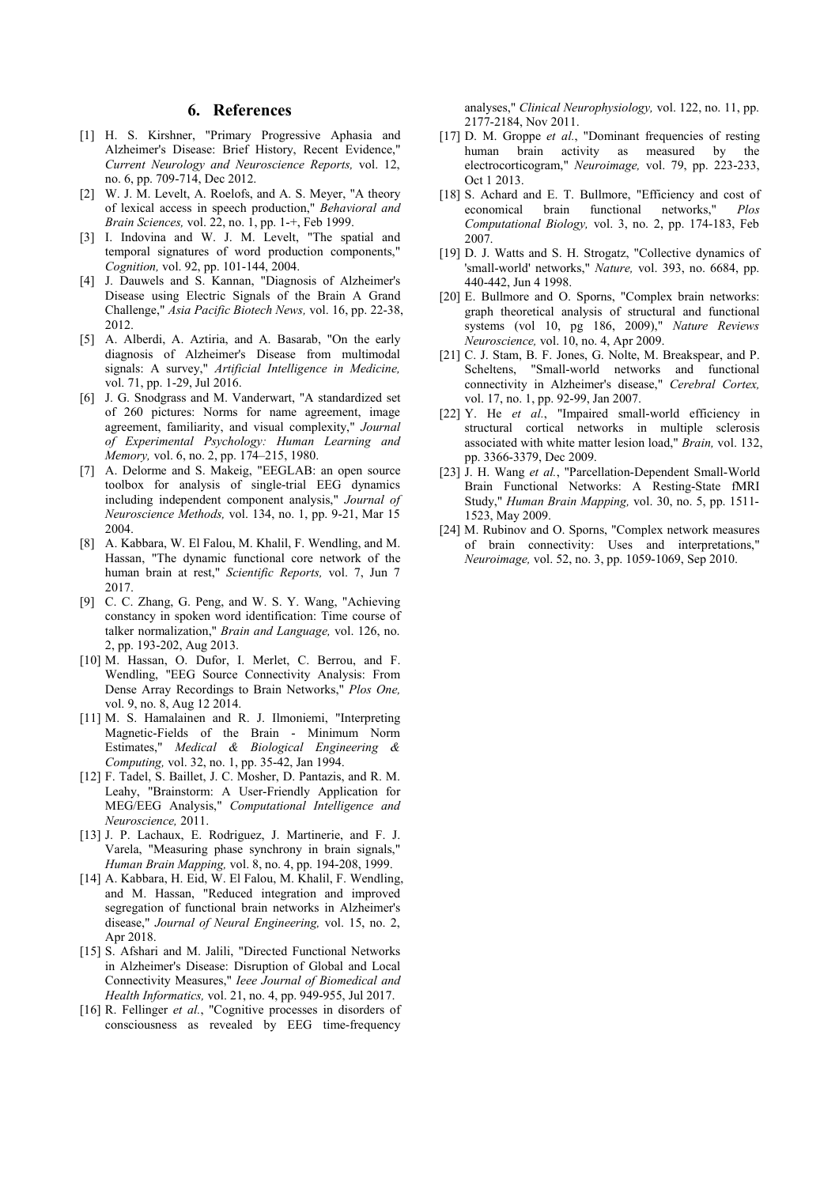## 6. References

[1] H. S. Kirshner, "Primary Progressive Aphasia and Alzheimer's Disease: Brief History, Recent Evidence," *Current Neurology and Neuroscience Reports,* vol. 12, no. 6, pp. 709-714, Dec 2012.

[2] W. J. M. Levelt, A. Roelofs, and A. S. Meyer, "A theory of lexical access in speech production," *Behavioral and Brain Sciences,* vol. 22, no. 1, pp. 1-+, Feb 1999.

[3] I. Indovina and W. J. M. Levelt, "The spatial and temporal signatures of word production components," *Cognition,* vol. 92, pp. 101-144, 2004.

[4] J. Dauwels and S. Kannan, "Diagnosis of Alzheimer's Disease using Electric Signals of the Brain A Grand Challenge," *Asia Pacific Biotech News,* vol. 16, pp. 22-38, 2012.

[5] A. Alberdi, A. Aztiria, and A. Basarab, "On the early diagnosis of Alzheimer's Disease from multimodal signals: A survey," *Artificial Intelligence in Medicine,* vol. 71, pp. 1-29, Jul 2016.

[6] J. G. Snodgrass and M. Vanderwart, "A standardized set of 260 pictures: Norms for name agreement, image agreement, familiarity, and visual complexity," *Journal of Experimental Psychology: Human Learning and Memory,* vol. 6, no. 2, pp. 174–215, 1980.

[7] A. Delorme and S. Makeig, "EEGLAB: an open source toolbox for analysis of single-trial EEG dynamics including independent component analysis," *Journal of Neuroscience Methods,* vol. 134, no. 1, pp. 9-21, Mar 15 2004.

[8] A. Kabbara, W. El Falou, M. Khalil, F. Wendling, and M. Hassan, "The dynamic functional core network of the human brain at rest," *Scientific Reports,* vol. 7, Jun 7 2017.

[9] C. C. Zhang, G. Peng, and W. S. Y. Wang, "Achieving constancy in spoken word identification: Time course of talker normalization," *Brain and Language,* vol. 126, no. 2, pp. 193-202, Aug 2013.

[10] M. Hassan, O. Dufor, I. Merlet, C. Berrou, and F. Wendling, "EEG Source Connectivity Analysis: From Dense Array Recordings to Brain Networks," *Plos One,* vol. 9, no. 8, Aug 12 2014.

[11] M. S. Hamalainen and R. J. Ilmoniemi, "Interpreting Magnetic-Fields of the Brain - Minimum Norm Estimates," *Medical & Biological Engineering & Computing,* vol. 32, no. 1, pp. 35-42, Jan 1994.

[12] F. Tadel, S. Baillet, J. C. Mosher, D. Pantazis, and R. M. Leahy, "Brainstorm: A User-Friendly Application for MEG/EEG Analysis," *Computational Intelligence and Neuroscience,* 2011.

[13] J. P. Lachaux, E. Rodriguez, J. Martinerie, and F. J. Varela, "Measuring phase synchrony in brain signals," *Human Brain Mapping,* vol. 8, no. 4, pp. 194-208, 1999.

[14] A. Kabbara, H. Eid, W. El Falou, M. Khalil, F. Wendling, and M. Hassan, "Reduced integration and improved segregation of functional brain networks in Alzheimer's disease," *Journal of Neural Engineering,* vol. 15, no. 2, Apr 2018.

[15] S. Afshari and M. Jalili, "Directed Functional Networks in Alzheimer's Disease: Disruption of Global and Local Connectivity Measures," *Ieee Journal of Biomedical and Health Informatics,* vol. 21, no. 4, pp. 949-955, Jul 2017.

[16] R. Fellinger *et al.*, "Cognitive processes in disorders of consciousness as revealed by EEG time-frequency analyses," *Clinical Neurophysiology,* vol. 122, no. 11, pp. 2177-2184, Nov 2011.

[17] D. M. Groppe *et al.*, "Dominant frequencies of resting human brain activity as measured by the electrocorticogram," *Neuroimage,* vol. 79, pp. 223-233, Oct 1 2013.

[18] S. Achard and E. T. Bullmore, "Efficiency and cost of economical brain functional networks," *Plos Computational Biology,* vol. 3, no. 2, pp. 174-183, Feb 2007.

[19] D. J. Watts and S. H. Strogatz, "Collective dynamics of 'small-world' networks," *Nature,* vol. 393, no. 6684, pp. 440-442, Jun 4 1998.

[20] E. Bullmore and O. Sporns, "Complex brain networks: graph theoretical analysis of structural and functional systems (vol 10, pg 186, 2009)," *Nature Reviews Neuroscience,* vol. 10, no. 4, Apr 2009.

[21] C. J. Stam, B. F. Jones, G. Nolte, M. Breakspear, and P. Scheltens, "Small-world networks and functional connectivity in Alzheimer's disease," *Cerebral Cortex,* vol. 17, no. 1, pp. 92-99, Jan 2007.

[22] Y. He *et al.*, "Impaired small-world efficiency in structural cortical networks in multiple sclerosis associated with white matter lesion load," *Brain,* vol. 132, pp. 3366-3379, Dec 2009.

[23] J. H. Wang *et al.*, "Parcellation-Dependent Small-World Brain Functional Networks: A Resting-State fMRI Study," *Human Brain Mapping,* vol. 30, no. 5, pp. 1511-1523, May 2009.

[24] M. Rubinov and O. Sporns, "Complex network measures of brain connectivity: Uses and interpretations," *Neuroimage,* vol. 52, no. 3, pp. 1059-1069, Sep 2010.